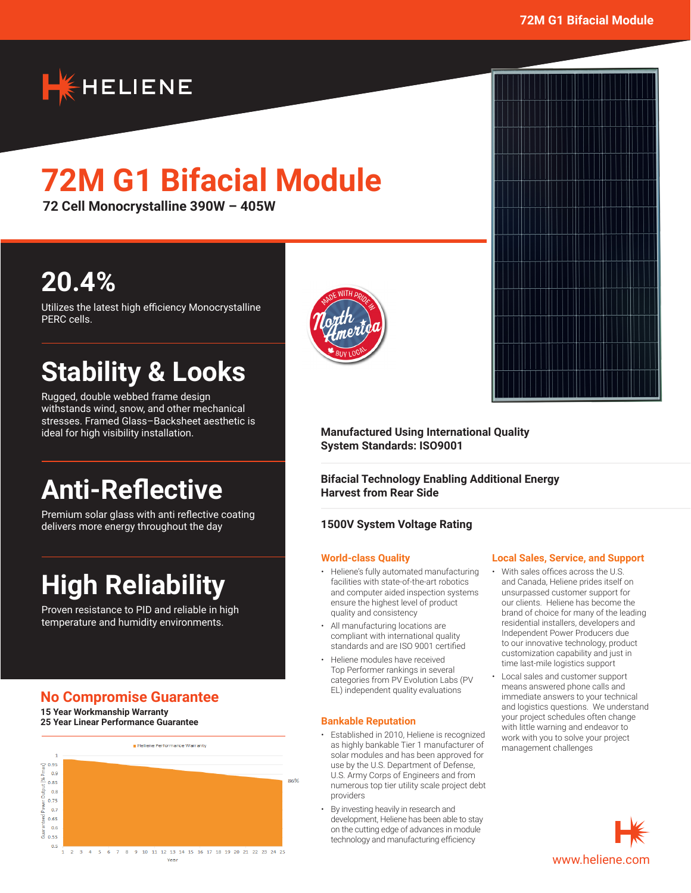72M G1 Bifacial Module

HELIENE

# 72M G1 Bifacial Module

**72 Cell Monocrystalline 390W – 405W**

## 20.4%

Utilizes the latest high efficiency Monocrystalline PERC cells.

## Stability & Looks

Rugged, double webbed frame design withstands wind, snow, and other mechanical stresses. Framed Glass–Backsheet aesthetic is ideal for high visibility installation.

## Anti-Reflective

Premium solar glass with anti reflective coating delivers more energy throughout the day

## High Reliability

Proven resistance to PID and reliable in high temperature and humidity environments.

MADE WITH PRIDE IN North America BUY LOCAL

**Manufactured Using International Quality System Standards: ISO9001**

**Bifacial Technology Enabling Additional Energy Harvest from Rear Side**

**1500V System Voltage Rating**

### No Compromise Guarantee

**15 Year Workmanship Warranty**
**25 Year Linear Performance Guarantee**

Heliene Performance Warranty

Guaranteed Power Output [% Pmax] (0.5 – 1) vs. Year (1 – 25); 86% at year 25

### World-class Quality

- Heliene's fully automated manufacturing facilities with state-of-the-art robotics and computer aided inspection systems ensure the highest level of product quality and consistency
- All manufacturing locations are compliant with international quality standards and are ISO 9001 certified
- Heliene modules have received Top Performer rankings in several categories from PV Evolution Labs (PV EL) independent quality evaluations

### Bankable Reputation

- Established in 2010, Heliene is recognized as highly bankable Tier 1 manufacturer of solar modules and has been approved for use by the U.S. Department of Defense, U.S. Army Corps of Engineers and from numerous top tier utility scale project debt providers
- By investing heavily in research and development, Heliene has been able to stay on the cutting edge of advances in module technology and manufacturing efficiency

### Local Sales, Service, and Support

- With sales offices across the U.S. and Canada, Heliene prides itself on unsurpassed customer support for our clients. Heliene has become the brand of choice for many of the leading residential installers, developers and Independent Power Producers due to our innovative technology, product customization capability and just in time last-mile logistics support
- Local sales and customer support means answered phone calls and immediate answers to your technical and logistics questions. We understand your project schedules often change with little warning and endeavor to work with you to solve your project management challenges

www.heliene.com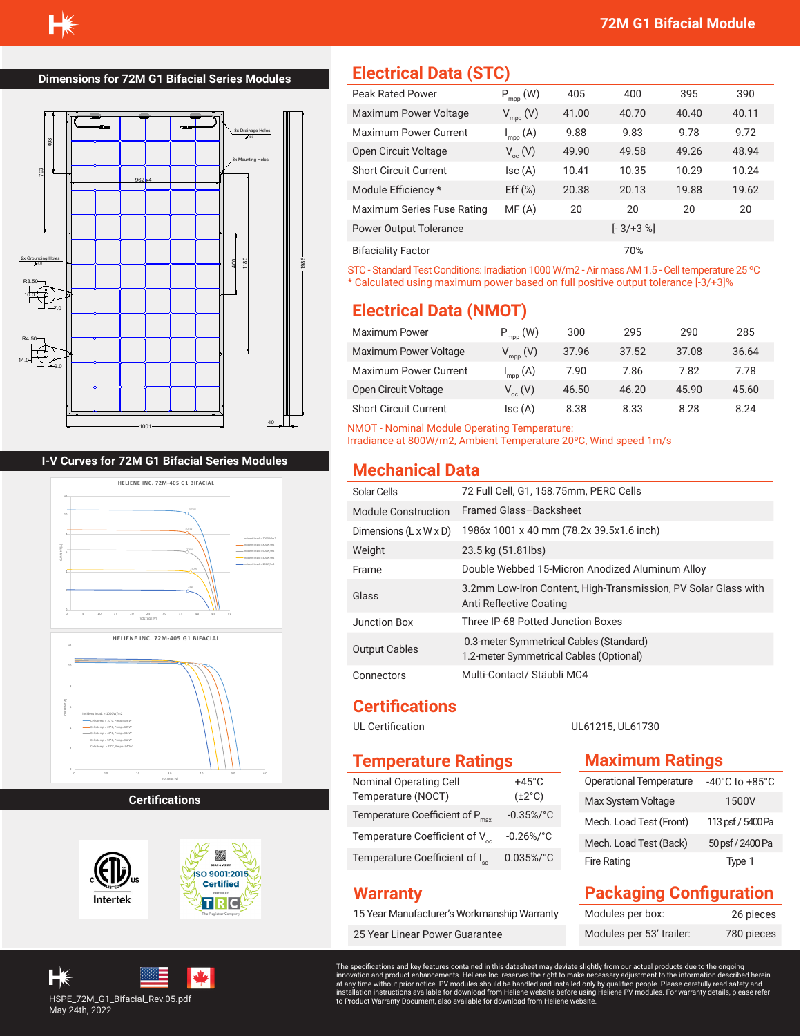# 72M G1 Bifacial Module

## Dimensions for 72M G1 Bifacial Series Modules

8x Drainage Holes
8x Mounting Holes
2x Grounding Holes
403
793
962 x4
R3.50
10.0
7.0
R4.50
14.0
9.0
400
1180
1986
1001
40

## I-V Curves for 72M G1 Bifacial Series Modules

HELIENE INC. 72M-405 G1 BIFACIAL

HELIENE INC. 72M-405 G1 BIFACIAL

## Certifications

Intertek

ISO 9001:2015 Certified
TRC

## Electrical Data (STC)

| | | | | | |
|---|---|---|---|---|---|
| Peak Rated Power | $P_{mpp}$ (W) | 405 | 400 | 395 | 390 |
| Maximum Power Voltage | $V_{mpp}$ (V) | 41.00 | 40.70 | 40.40 | 40.11 |
| Maximum Power Current | $I_{mpp}$ (A) | 9.88 | 9.83 | 9.78 | 9.72 |
| Open Circuit Voltage | $V_{oc}$ (V) | 49.90 | 49.58 | 49.26 | 48.94 |
| Short Circuit Current | Isc (A) | 10.41 | 10.35 | 10.29 | 10.24 |
| Module Efficiency * | Eff (%) | 20.38 | 20.13 | 19.88 | 19.62 |
| Maximum Series Fuse Rating | MF (A) | 20 | 20 | 20 | 20 |
| Power Output Tolerance | | [- 3/+3 %] | | | |
| Bifaciality Factor | | 70% | | | |

STC - Standard Test Conditions: Irradiation 1000 W/m2 - Air mass AM 1.5 - Cell temperature 25 °C
* Calculated using maximum power based on full positive output tolerance [-3/+3]%

## Electrical Data (NMOT)

| | | | | | |
|---|---|---|---|---|---|
| Maximum Power | $P_{mpp}$ (W) | 300 | 295 | 290 | 285 |
| Maximum Power Voltage | $V_{mpp}$ (V) | 37.96 | 37.52 | 37.08 | 36.64 |
| Maximum Power Current | $I_{mpp}$ (A) | 7.90 | 7.86 | 7.82 | 7.78 |
| Open Circuit Voltage | $V_{oc}$ (V) | 46.50 | 46.20 | 45.90 | 45.60 |
| Short Circuit Current | Isc (A) | 8.38 | 8.33 | 8.28 | 8.24 |

NMOT - Nominal Module Operating Temperature:
Irradiance at 800W/m2, Ambient Temperature 20ºC, Wind speed 1m/s

## Mechanical Data

| | |
|---|---|
| Solar Cells | 72 Full Cell, G1, 158.75mm, PERC Cells |
| Module Construction | Framed Glass–Backsheet |
| Dimensions (L x W x D) | 1986x 1001 x 40 mm (78.2x 39.5x1.6 inch) |
| Weight | 23.5 kg (51.81lbs) |
| Frame | Double Webbed 15-Micron Anodized Aluminum Alloy |
| Glass | 3.2mm Low-Iron Content, High-Transmission, PV Solar Glass with Anti Reflective Coating |
| Junction Box | Three IP-68 Potted Junction Boxes |
| Output Cables | 0.3-meter Symmetrical Cables (Standard) 1.2-meter Symmetrical Cables (Optional) |
| Connectors | Multi-Contact/ Stäubli MC4 |

## Certifications

| | |
|---|---|
| UL Certification | UL61215, UL61730 |

## Temperature Ratings

| | |
|---|---|
| Nominal Operating Cell Temperature (NOCT) | +45°C (±2°C) |
| Temperature Coefficient of $P_{max}$ | -0.35%/°C |
| Temperature Coefficient of $V_{oc}$ | -0.26%/°C |
| Temperature Coefficient of $I_{sc}$ | 0.035%/°C |

## Maximum Ratings

| | |
|---|---|
| Operational Temperature | -40°C to +85°C |
| Max System Voltage | 1500V |
| Mech. Load Test (Front) | 113 psf / 5400 Pa |
| Mech. Load Test (Back) | 50 psf / 2400 Pa |
| Fire Rating | Type 1 |

## Warranty

15 Year Manufacturer's Workmanship Warranty

25 Year Linear Power Guarantee

## Packaging Configuration

| | |
|---|---|
| Modules per box: | 26 pieces |
| Modules per 53' trailer: | 780 pieces |

HSPE_72M_G1_Bifacial_Rev.05.pdf
May 24th, 2022

The specifications and key features contained in this datasheet may deviate slightly from our actual products due to the ongoing innovation and product enhancements. Heliene Inc. reserves the right to make necessary adjustment to the information described herein at any time without prior notice. PV modules should be handled and installed only by qualified people. Please carefully read safety and installation instructions available for download from Heliene website before using Heliene PV modules. For warranty details, please refer to Product Warranty Document, also available for download from Heliene website.